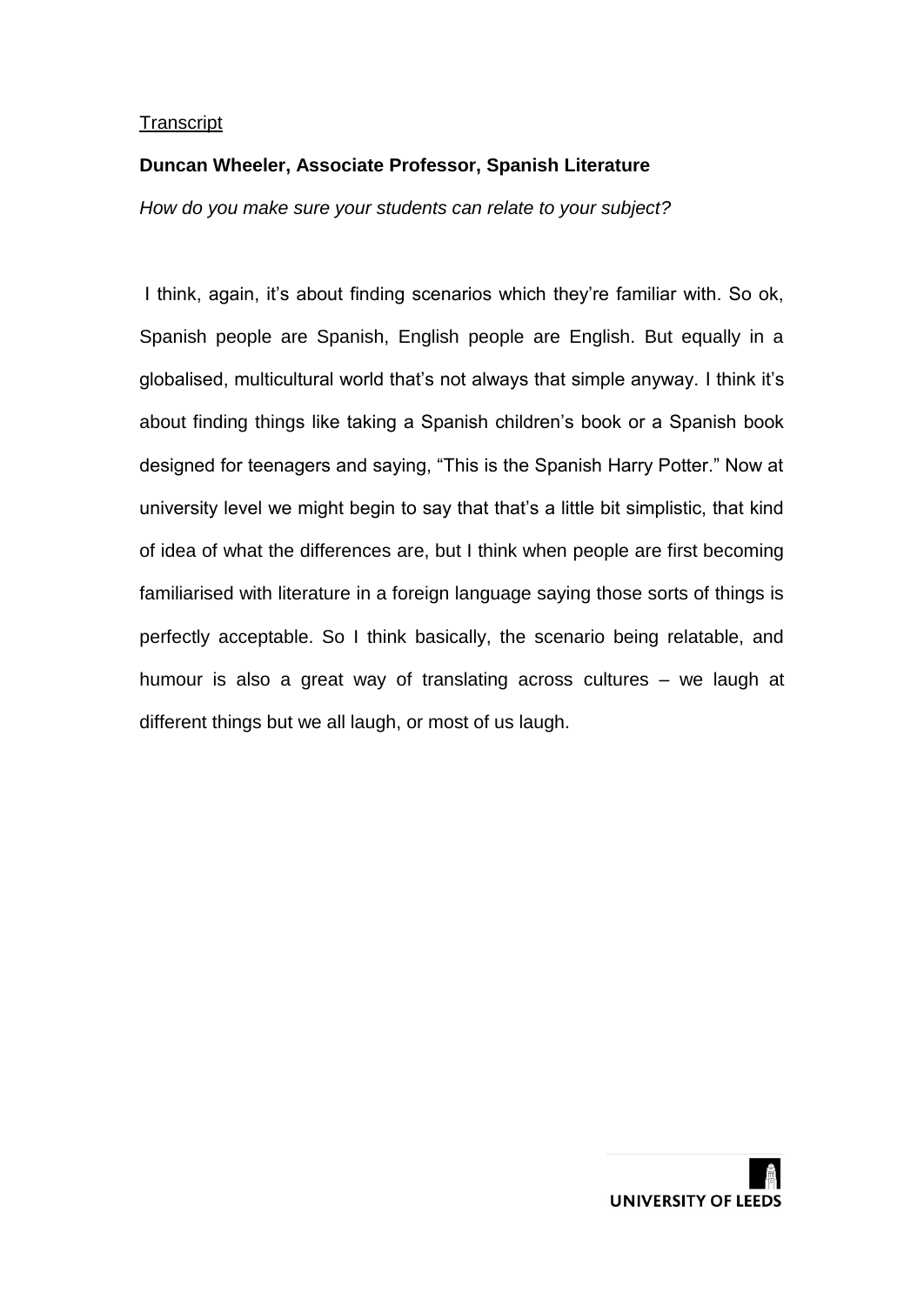Transcript

**Duncan Wheeler, Associate Professor, Spanish Literature**

*How do you make sure your students can relate to your subject?*

I think, again, it's about finding scenarios which they're familiar with. So ok, Spanish people are Spanish, English people are English. But equally in a globalised, multicultural world that's not always that simple anyway. I think it's about finding things like taking a Spanish children's book or a Spanish book designed for teenagers and saying, "This is the Spanish Harry Potter." Now at university level we might begin to say that that's a little bit simplistic, that kind of idea of what the differences are, but I think when people are first becoming familiarised with literature in a foreign language saying those sorts of things is perfectly acceptable. So I think basically, the scenario being relatable, and humour is also a great way of translating across cultures – we laugh at different things but we all laugh, or most of us laugh.

UNIVERSITY OF LEEDS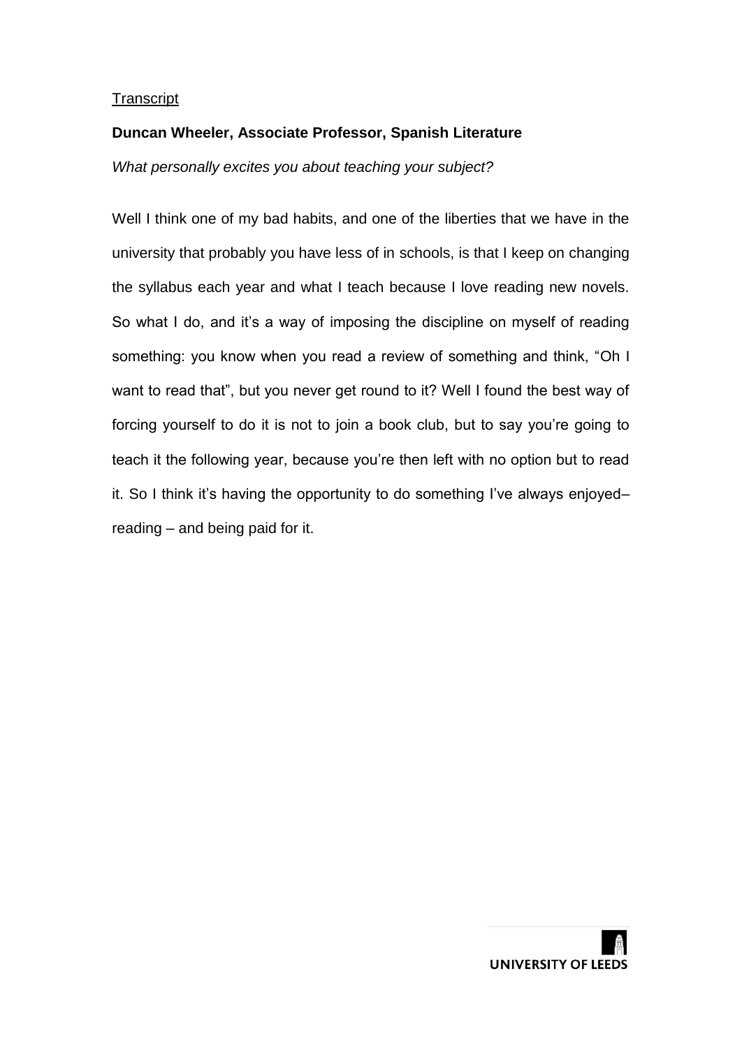Transcript

**Duncan Wheeler, Associate Professor, Spanish Literature**

*What personally excites you about teaching your subject?*

Well I think one of my bad habits, and one of the liberties that we have in the university that probably you have less of in schools, is that I keep on changing the syllabus each year and what I teach because I love reading new novels. So what I do, and it's a way of imposing the discipline on myself of reading something: you know when you read a review of something and think, "Oh I want to read that", but you never get round to it? Well I found the best way of forcing yourself to do it is not to join a book club, but to say you're going to teach it the following year, because you're then left with no option but to read it. So I think it's having the opportunity to do something I've always enjoyed– reading – and being paid for it.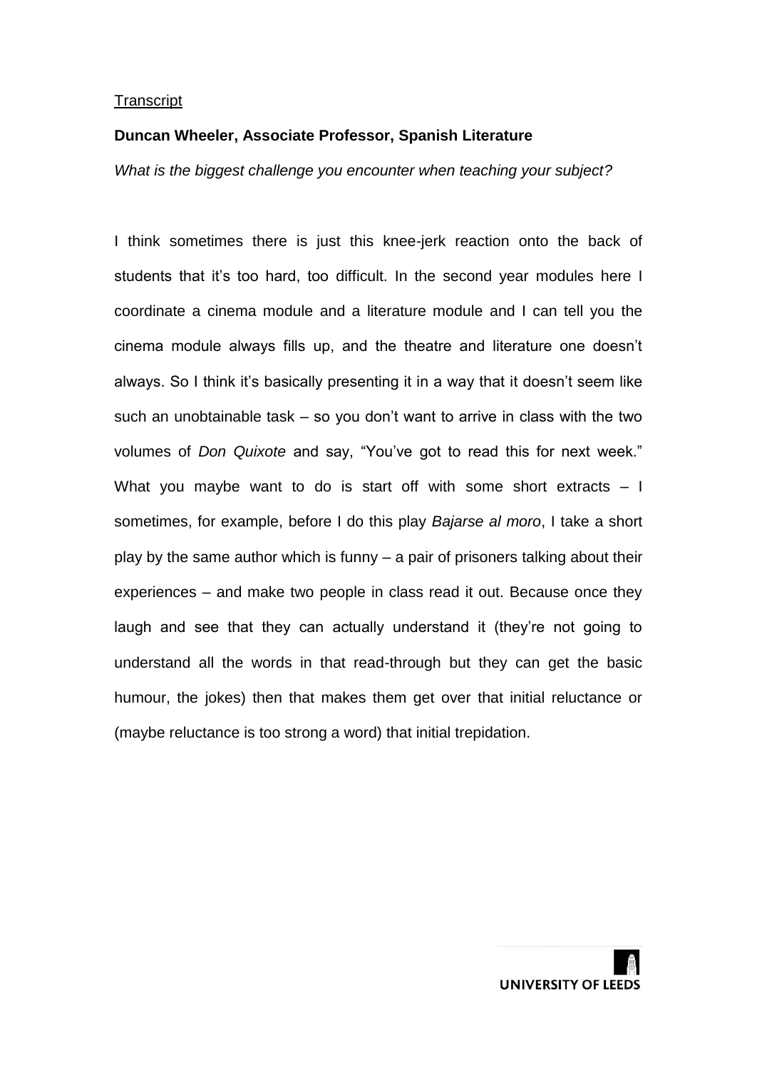Transcript

**Duncan Wheeler, Associate Professor, Spanish Literature**

*What is the biggest challenge you encounter when teaching your subject?*

I think sometimes there is just this knee-jerk reaction onto the back of students that it's too hard, too difficult. In the second year modules here I coordinate a cinema module and a literature module and I can tell you the cinema module always fills up, and the theatre and literature one doesn't always. So I think it's basically presenting it in a way that it doesn't seem like such an unobtainable task – so you don't want to arrive in class with the two volumes of *Don Quixote* and say, "You've got to read this for next week." What you maybe want to do is start off with some short extracts – I sometimes, for example, before I do this play *Bajarse al moro*, I take a short play by the same author which is funny – a pair of prisoners talking about their experiences – and make two people in class read it out. Because once they laugh and see that they can actually understand it (they're not going to understand all the words in that read-through but they can get the basic humour, the jokes) then that makes them get over that initial reluctance or (maybe reluctance is too strong a word) that initial trepidation.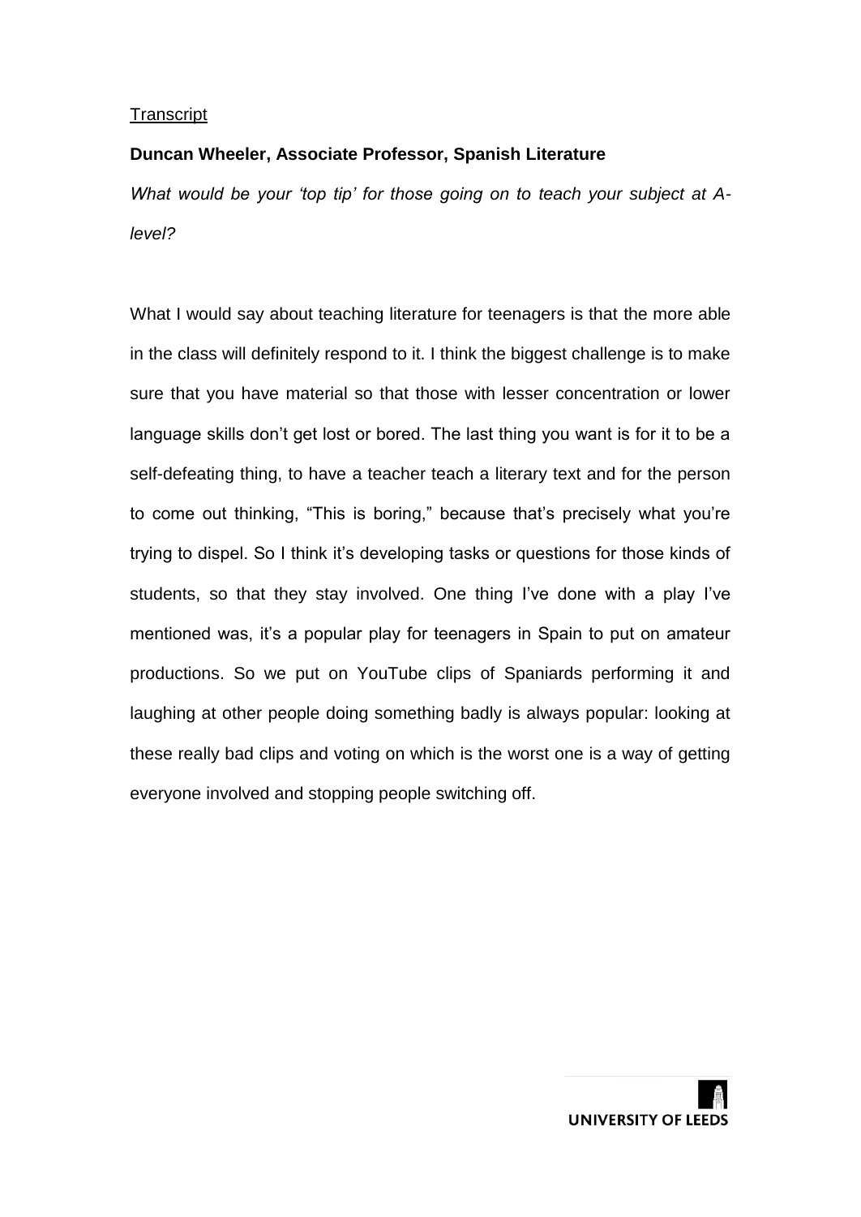<u>Transcript</u>

**Duncan Wheeler, Associate Professor, Spanish Literature**

*What would be your 'top tip' for those going on to teach your subject at A-level?*

What I would say about teaching literature for teenagers is that the more able in the class will definitely respond to it. I think the biggest challenge is to make sure that you have material so that those with lesser concentration or lower language skills don't get lost or bored. The last thing you want is for it to be a self-defeating thing, to have a teacher teach a literary text and for the person to come out thinking, "This is boring," because that's precisely what you're trying to dispel. So I think it's developing tasks or questions for those kinds of students, so that they stay involved. One thing I've done with a play I've mentioned was, it's a popular play for teenagers in Spain to put on amateur productions. So we put on YouTube clips of Spaniards performing it and laughing at other people doing something badly is always popular: looking at these really bad clips and voting on which is the worst one is a way of getting everyone involved and stopping people switching off.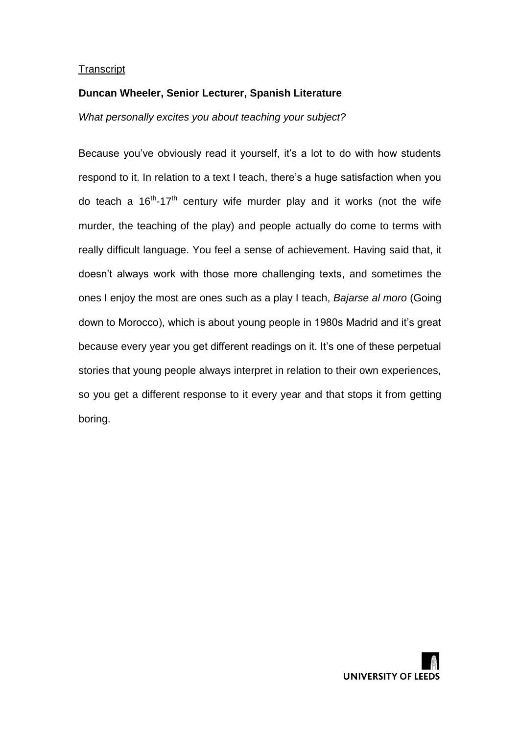Transcript

**Duncan Wheeler, Senior Lecturer, Spanish Literature**

*What personally excites you about teaching your subject?*

Because you've obviously read it yourself, it's a lot to do with how students respond to it. In relation to a text I teach, there's a huge satisfaction when you do teach a 16th-17th century wife murder play and it works (not the wife murder, the teaching of the play) and people actually do come to terms with really difficult language. You feel a sense of achievement. Having said that, it doesn't always work with those more challenging texts, and sometimes the ones I enjoy the most are ones such as a play I teach, *Bajarse al moro* (Going down to Morocco), which is about young people in 1980s Madrid and it's great because every year you get different readings on it. It's one of these perpetual stories that young people always interpret in relation to their own experiences, so you get a different response to it every year and that stops it from getting boring.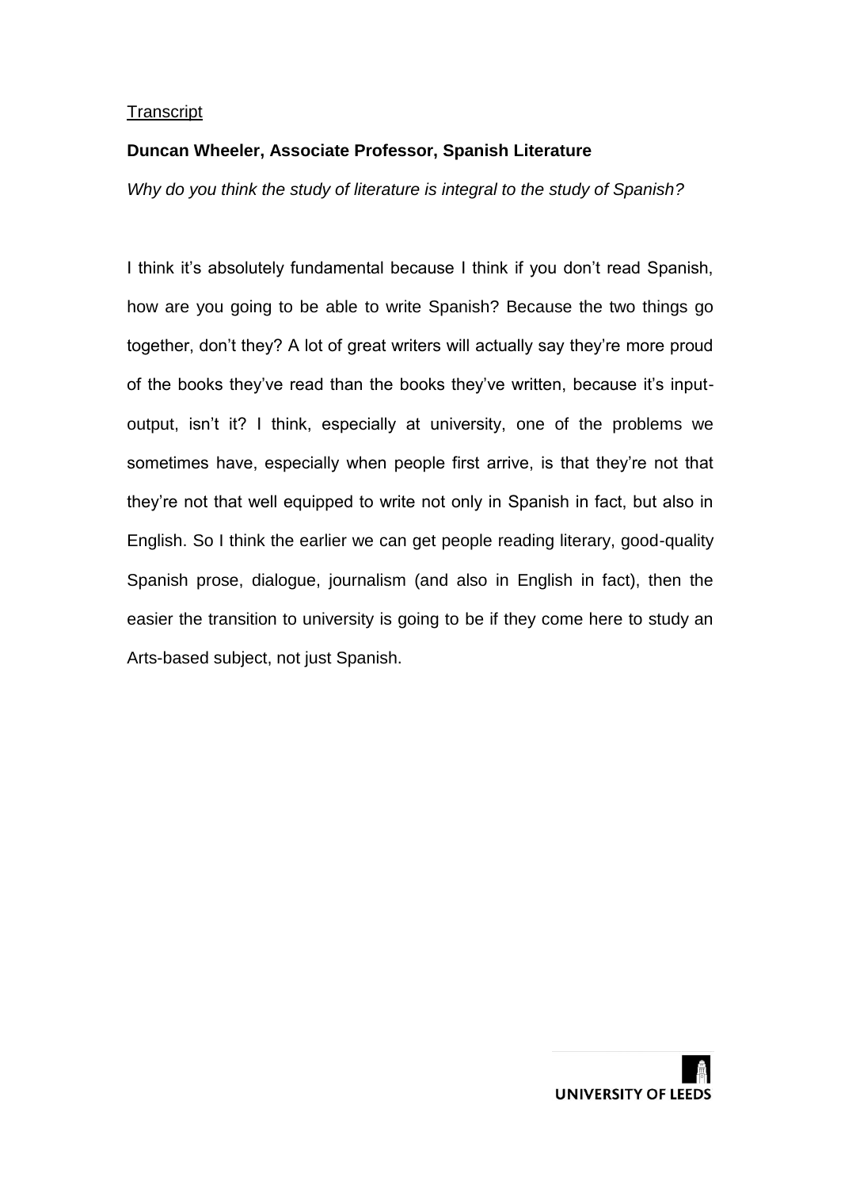Transcript

**Duncan Wheeler, Associate Professor, Spanish Literature**

*Why do you think the study of literature is integral to the study of Spanish?*

I think it's absolutely fundamental because I think if you don't read Spanish, how are you going to be able to write Spanish? Because the two things go together, don't they? A lot of great writers will actually say they're more proud of the books they've read than the books they've written, because it's input-output, isn't it? I think, especially at university, one of the problems we sometimes have, especially when people first arrive, is that they're not that they're not that well equipped to write not only in Spanish in fact, but also in English. So I think the earlier we can get people reading literary, good-quality Spanish prose, dialogue, journalism (and also in English in fact), then the easier the transition to university is going to be if they come here to study an Arts-based subject, not just Spanish.

UNIVERSITY OF LEEDS